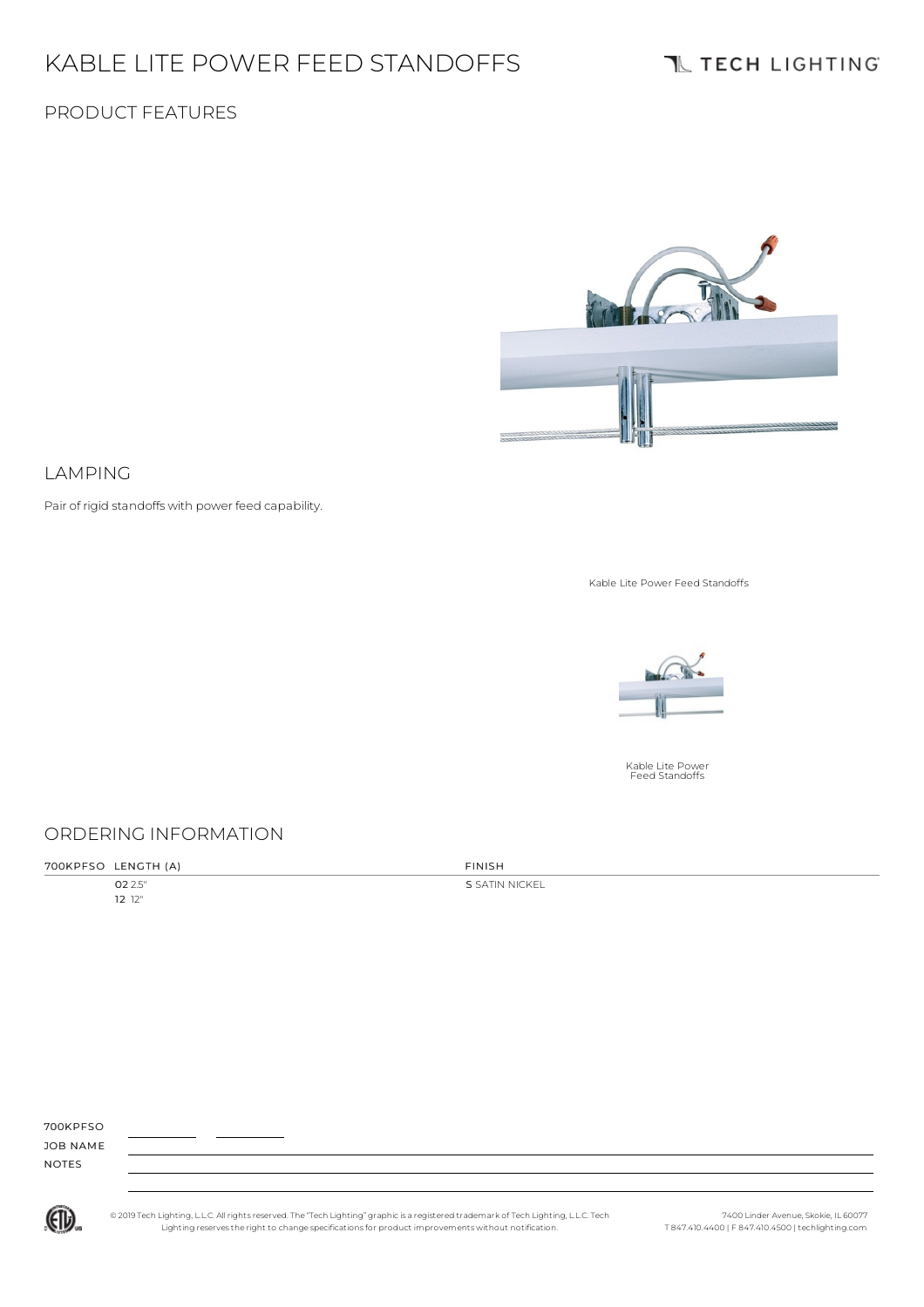# KABLE LITE POWER FEED STANDOFFS

TECH LIGHTING

## PRODUCT FEATURES

## LAMPING

Pair of rigid standoffs with power feed capability.

Kable Lite Power Feed Standoffs

Kable Lite Power Feed Standoffs

## ORDERING INFORMATION

| 700KPFSO | LENGTH (A) | FINISH |
|---|---|---|
| | **02** 2.5" | **S** SATIN NICKEL |
| | **12** 12" | |

700KPFSO ________ ________

JOB NAME

NOTES

© 2019 Tech Lighting, L.L.C. All rights reserved. The "Tech Lighting" graphic is a registered trademark of Tech Lighting, L.L.C. Tech Lighting reserves the right to change specifications for product improvements without notification.

7400 Linder Avenue, Skokie, IL 60077
T 847.410.4400 | F 847.410.4500 | techlighting.com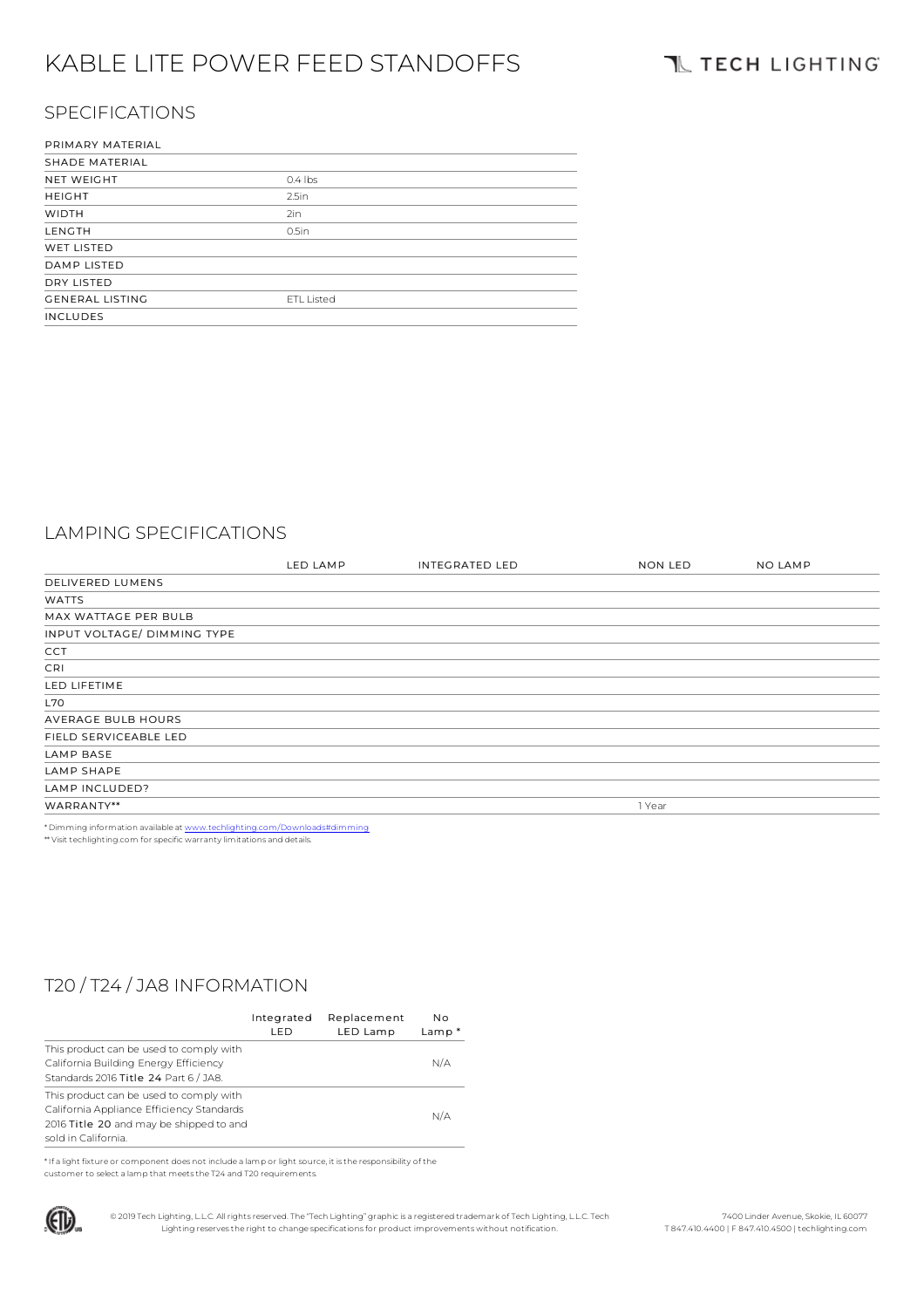# KABLE LITE POWER FEED STANDOFFS

## SPECIFICATIONS

| | |
|---|---|
| PRIMARY MATERIAL | |
| SHADE MATERIAL | |
| NET WEIGHT | 0.4 lbs |
| HEIGHT | 2.5in |
| WIDTH | 2in |
| LENGTH | 0.5in |
| WET LISTED | |
| DAMP LISTED | |
| DRY LISTED | |
| GENERAL LISTING | ETL Listed |
| INCLUDES | |

## LAMPING SPECIFICATIONS

| | LED LAMP | INTEGRATED LED | NON LED | NO LAMP |
|---|---|---|---|---|
| DELIVERED LUMENS | | | | |
| WATTS | | | | |
| MAX WATTAGE PER BULB | | | | |
| INPUT VOLTAGE/ DIMMING TYPE | | | | |
| CCT | | | | |
| CRI | | | | |
| LED LIFETIME | | | | |
| L70 | | | | |
| AVERAGE BULB HOURS | | | | |
| FIELD SERVICEABLE LED | | | | |
| LAMP BASE | | | | |
| LAMP SHAPE | | | | |
| LAMP INCLUDED? | | | | |
| WARRANTY** | | | 1 Year | |

* Dimming information available at www.techlighting.com/Downloads#dimming
** Visit techlighting.com for specific warranty limitations and details.

## T20 / T24 / JA8 INFORMATION

| | Integrated LED | Replacement LED Lamp | No Lamp * |
|---|---|---|---|
| This product can be used to comply with California Building Energy Efficiency Standards 2016 **Title 24** Part 6 / JA8. | | | N/A |
| This product can be used to comply with California Appliance Efficiency Standards 2016 **Title 20** and may be shipped to and sold in California. | | | N/A |

* If a light fixture or component does not include a lamp or light source, it is the responsibility of the customer to select a lamp that meets the T24 and T20 requirements.

© 2019 Tech Lighting, L.L.C. All rights reserved. The "Tech Lighting" graphic is a registered trademark of Tech Lighting, L.L.C. Tech Lighting reserves the right to change specifications for product improvements without notification.

7400 Linder Avenue, Skokie, IL 60077
T 847.410.4400 | F 847.410.4500 | techlighting.com